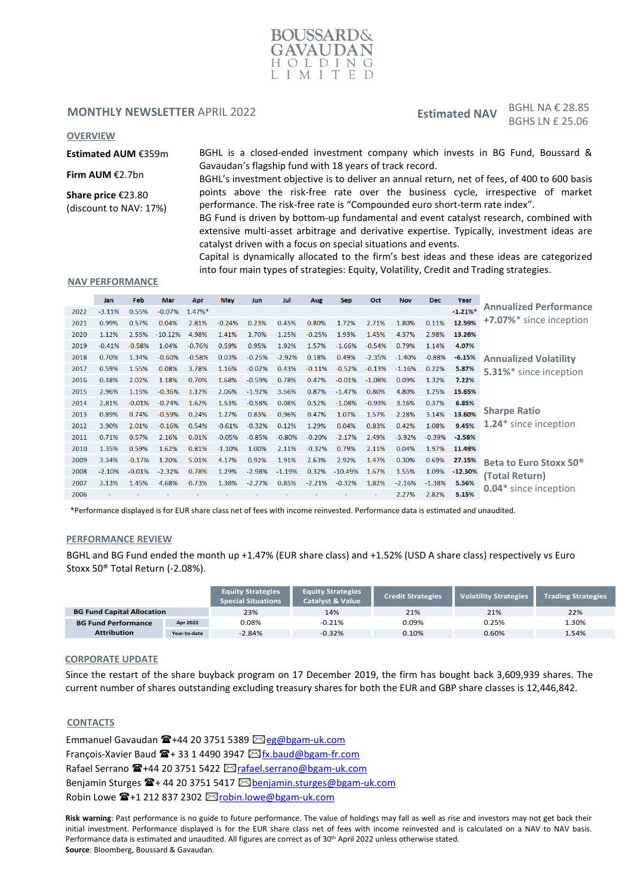# BOUSSARD & GAVAUDAN HOLDING LIMITED

## MONTHLY NEWSLETTER APRIL 2022

**Estimated NAV** BGHL NA € 28.85
BGHS LN £ 25.06

### OVERVIEW

**Estimated AUM** €359m

**Firm AUM** €2.7bn

**Share price** €23.80
(discount to NAV: 17%)

BGHL is a closed-ended investment company which invests in BG Fund, Boussard & Gavaudan's flagship fund with 18 years of track record.
BGHL's investment objective is to deliver an annual return, net of fees, of 400 to 600 basis points above the risk-free rate over the business cycle, irrespective of market performance. The risk-free rate is "Compounded euro short-term rate index".
BG Fund is driven by bottom-up fundamental and event catalyst research, combined with extensive multi-asset arbitrage and derivative expertise. Typically, investment ideas are catalyst driven with a focus on special situations and events.
Capital is dynamically allocated to the firm's best ideas and these ideas are categorized into four main types of strategies: Equity, Volatility, Credit and Trading strategies.

### NAV PERFORMANCE

| | Jan | Feb | Mar | Apr | May | Jun | Jul | Aug | Sep | Oct | Nov | Dec | Year |
|---|---|---|---|---|---|---|---|---|---|---|---|---|---|
| 2022 | -3.11% | 0.55% | -0.07% | 1.47%* | | | | | | | | | **-1.21%*** |
| 2021 | 0.99% | 0.57% | 0.04% | 2.81% | -0.24% | 0.23% | 0.45% | 0.80% | 1.72% | 2.71% | 1.80% | 0.11% | **12.59%** |
| 2020 | 1.12% | 2.55% | -10.12% | 4.98% | 1.41% | 1.70% | 1.25% | -0.25% | 1.93% | 1.45% | 4.37% | 2.98% | **13.26%** |
| 2019 | -0.41% | -0.58% | 1.04% | -0.76% | 0.59% | 0.95% | 1.92% | 1.57% | -1.66% | -0.54% | 0.79% | 1.14% | **4.07%** |
| 2018 | 0.70% | 1.34% | -0.60% | -0.58% | 0.03% | -0.25% | -2.92% | 0.18% | 0.49% | -2.35% | -1.40% | -0.88% | **-6.15%** |
| 2017 | 0.59% | 1.55% | 0.08% | 3.78% | 1.16% | -0.07% | 0.43% | -0.11% | -0.52% | -0.13% | -1.16% | 0.22% | **5.87%** |
| 2016 | 0.48% | 2.02% | 1.18% | 0.70% | 1.68% | -0.59% | 0.78% | 0.47% | -0.01% | -1.08% | 0.09% | 1.32% | **7.22%** |
| 2015 | 2.96% | 1.15% | -0.36% | 1.12% | 2.06% | -1.92% | 3.56% | 0.87% | -1.47% | 0.80% | 4.80% | 1.25% | **15.65%** |
| 2014 | 2.81% | -0.01% | -0.74% | 1.62% | 1.53% | -0.58% | 0.08% | 0.52% | -1.08% | -0.93% | 3.16% | 0.37% | **6.85%** |
| 2013 | 0.89% | 0.74% | -0.59% | 0.24% | 1.27% | 0.83% | 0.96% | 0.47% | 1.07% | 1.57% | 2.28% | 3.14% | **13.60%** |
| 2012 | 3.90% | 2.01% | -0.16% | 0.54% | -0.61% | -0.32% | 0.12% | 1.29% | 0.04% | 0.83% | 0.42% | 1.08% | **9.45%** |
| 2011 | 0.71% | 0.57% | 2.16% | 0.01% | -0.05% | -0.85% | -0.80% | -0.20% | -2.17% | 2.49% | -3.92% | -0.39% | **-2.58%** |
| 2010 | 1.35% | 0.59% | 1.62% | 0.81% | -1.10% | 1.00% | 2.11% | -0.32% | 0.79% | 2.11% | 0.04% | 1.97% | **11.49%** |
| 2009 | 3.34% | -0.17% | 1.20% | 5.01% | 4.17% | 0.92% | 1.91% | 2.63% | 2.92% | 1.47% | 0.30% | 0.69% | **27.15%** |
| 2008 | -2.10% | -0.01% | -2.32% | 0.78% | 1.29% | -2.98% | -1.19% | 0.32% | -10.49% | 1.67% | 1.55% | 1.09% | **-12.30%** |
| 2007 | 3.13% | 1.45% | 4.68% | 0.73% | 1.38% | -2.27% | 0.85% | -2.21% | -0.32% | 1.82% | -2.16% | -1.38% | **5.56%** |
| 2006 | - | - | - | - | - | - | - | - | - | - | 2.27% | 2.82% | **5.15%** |

**Annualized Performance**
**+7.07%*** since inception

**Annualized Volatility**
**5.31%*** since inception

**Sharpe Ratio**
**1.24*** since inception

**Beta to Euro Stoxx 50® (Total Return)**
**0.04*** since inception

*Performance displayed is for EUR share class net of fees with income reinvested. Performance data is estimated and unaudited.

### PERFORMANCE REVIEW

BGHL and BG Fund ended the month up +1.47% (EUR share class) and +1.52% (USD A share class) respectively vs Euro Stoxx 50® Total Return (-2.08%).

| | | Equity Strategies Special Situations | Equity Strategies Catalyst & Value | Credit Strategies | Volatility Strategies | Trading Strategies |
|---|---|---|---|---|---|---|
| **BG Fund Capital Allocation** | | 23% | 14% | 21% | 21% | 22% |
| **BG Fund Performance Attribution** | Apr 2022 | 0.08% | -0.21% | 0.09% | 0.25% | 1.30% |
| | Year-to-date | -2.84% | -0.32% | 0.10% | 0.60% | 1.54% |

### CORPORATE UPDATE

Since the restart of the share buyback program on 17 December 2019, the firm has bought back 3,609,939 shares. The current number of shares outstanding excluding treasury shares for both the EUR and GBP share classes is 12,446,842.

### CONTACTS

Emmanuel Gavaudan ☎+44 20 3751 5389 ✉eg@bgam-uk.com
François-Xavier Baud ☎+ 33 1 4490 3947 ✉fx.baud@bgam-fr.com
Rafael Serrano ☎+44 20 3751 5422 ✉rafael.serrano@bgam-uk.com
Benjamin Sturges ☎+ 44 20 3751 5417 ✉benjamin.sturges@bgam-uk.com
Robin Lowe ☎+1 212 837 2302 ✉robin.lowe@bgam-uk.com

**Risk warning**: Past performance is no guide to future performance. The value of holdings may fall as well as rise and investors may not get back their initial investment. Performance displayed is for the EUR share class net of fees with income reinvested and is calculated on a NAV to NAV basis. Performance data is estimated and unaudited. All figures are correct as of 30th April 2022 unless otherwise stated.
**Source**: Bloomberg, Boussard & Gavaudan.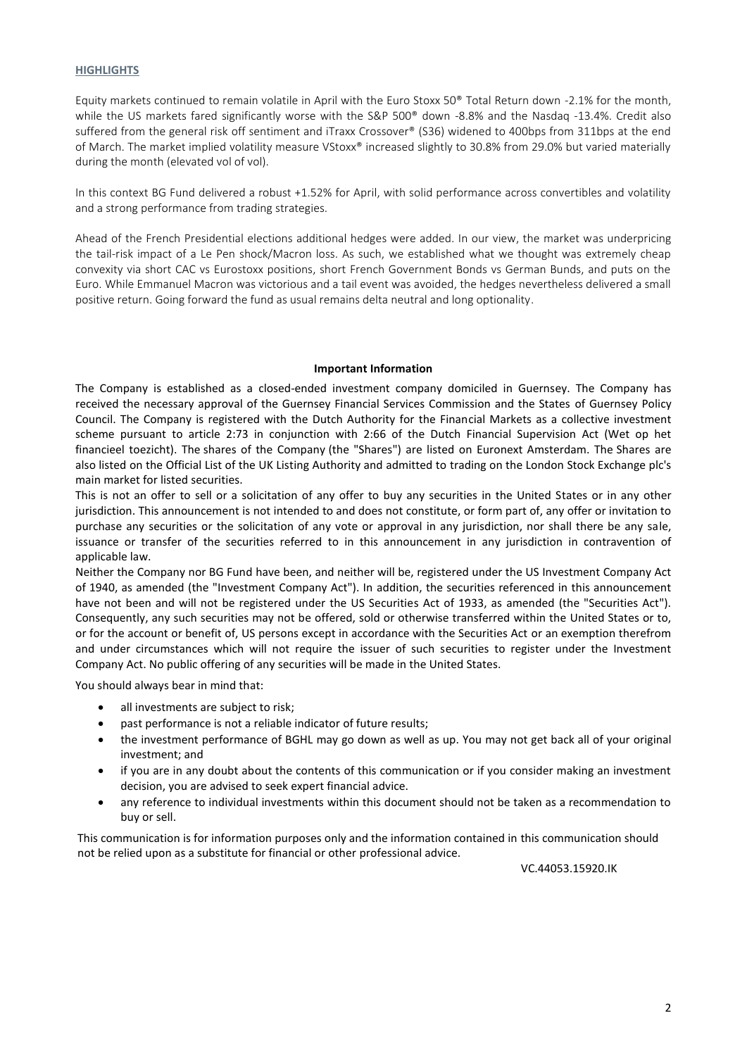## HIGHLIGHTS

Equity markets continued to remain volatile in April with the Euro Stoxx 50® Total Return down -2.1% for the month, while the US markets fared significantly worse with the S&P 500® down -8.8% and the Nasdaq -13.4%. Credit also suffered from the general risk off sentiment and iTraxx Crossover® (S36) widened to 400bps from 311bps at the end of March. The market implied volatility measure VStoxx® increased slightly to 30.8% from 29.0% but varied materially during the month (elevated vol of vol).

In this context BG Fund delivered a robust +1.52% for April, with solid performance across convertibles and volatility and a strong performance from trading strategies.

Ahead of the French Presidential elections additional hedges were added. In our view, the market was underpricing the tail-risk impact of a Le Pen shock/Macron loss. As such, we established what we thought was extremely cheap convexity via short CAC vs Eurostoxx positions, short French Government Bonds vs German Bunds, and puts on the Euro. While Emmanuel Macron was victorious and a tail event was avoided, the hedges nevertheless delivered a small positive return. Going forward the fund as usual remains delta neutral and long optionality.

### Important Information

The Company is established as a closed-ended investment company domiciled in Guernsey. The Company has received the necessary approval of the Guernsey Financial Services Commission and the States of Guernsey Policy Council. The Company is registered with the Dutch Authority for the Financial Markets as a collective investment scheme pursuant to article 2:73 in conjunction with 2:66 of the Dutch Financial Supervision Act (Wet op het financieel toezicht). The shares of the Company (the "Shares") are listed on Euronext Amsterdam. The Shares are also listed on the Official List of the UK Listing Authority and admitted to trading on the London Stock Exchange plc's main market for listed securities.

This is not an offer to sell or a solicitation of any offer to buy any securities in the United States or in any other jurisdiction. This announcement is not intended to and does not constitute, or form part of, any offer or invitation to purchase any securities or the solicitation of any vote or approval in any jurisdiction, nor shall there be any sale, issuance or transfer of the securities referred to in this announcement in any jurisdiction in contravention of applicable law.

Neither the Company nor BG Fund have been, and neither will be, registered under the US Investment Company Act of 1940, as amended (the "Investment Company Act"). In addition, the securities referenced in this announcement have not been and will not be registered under the US Securities Act of 1933, as amended (the "Securities Act"). Consequently, any such securities may not be offered, sold or otherwise transferred within the United States or to, or for the account or benefit of, US persons except in accordance with the Securities Act or an exemption therefrom and under circumstances which will not require the issuer of such securities to register under the Investment Company Act. No public offering of any securities will be made in the United States.

You should always bear in mind that:

- all investments are subject to risk;
- past performance is not a reliable indicator of future results;
- the investment performance of BGHL may go down as well as up. You may not get back all of your original investment; and
- if you are in any doubt about the contents of this communication or if you consider making an investment decision, you are advised to seek expert financial advice.
- any reference to individual investments within this document should not be taken as a recommendation to buy or sell.

This communication is for information purposes only and the information contained in this communication should not be relied upon as a substitute for financial or other professional advice.

VC.44053.15920.IK